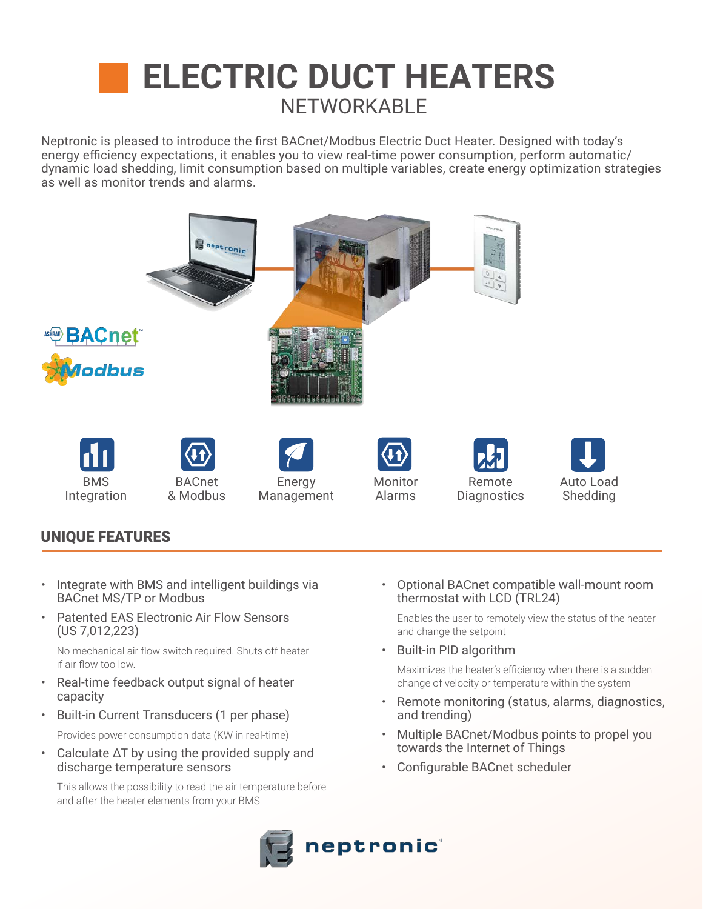# ELECTRIC DUCT HEATERS

## NETWORKABLE

Neptronic is pleased to introduce the first BACnet/Modbus Electric Duct Heater. Designed with today's energy efficiency expectations, it enables you to view real-time power consumption, perform automatic/dynamic load shedding, limit consumption based on multiple variables, create energy optimization strategies as well as monitor trends and alarms.

BMS Integration | BACnet & Modbus | Energy Management | Monitor Alarms | Remote Diagnostics | Auto Load Shedding

## UNIQUE FEATURES

- Integrate with BMS and intelligent buildings via BACnet MS/TP or Modbus
- Patented EAS Electronic Air Flow Sensors (US 7,012,223)

  No mechanical air flow switch required. Shuts off heater if air flow too low.
- Real-time feedback output signal of heater capacity
- Built-in Current Transducers (1 per phase)

  Provides power consumption data (KW in real-time)
- Calculate ΔT by using the provided supply and discharge temperature sensors

  This allows the possibility to read the air temperature before and after the heater elements from your BMS
- Optional BACnet compatible wall-mount room thermostat with LCD (TRL24)

  Enables the user to remotely view the status of the heater and change the setpoint
- Built-in PID algorithm

  Maximizes the heater's efficiency when there is a sudden change of velocity or temperature within the system
- Remote monitoring (status, alarms, diagnostics, and trending)
- Multiple BACnet/Modbus points to propel you towards the Internet of Things
- Configurable BACnet scheduler

neptronic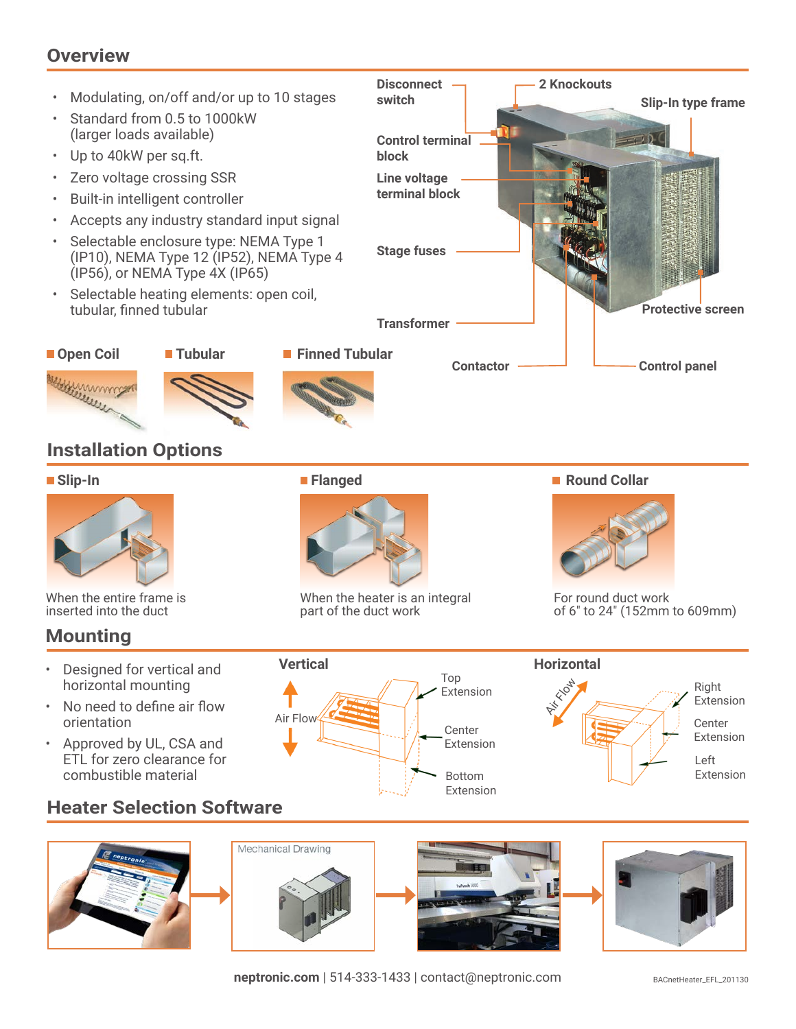## Overview

- Modulating, on/off and/or up to 10 stages
- Standard from 0.5 to 1000kW (larger loads available)
- Up to 40kW per sq.ft.
- Zero voltage crossing SSR
- Built-in intelligent controller
- Accepts any industry standard input signal
- Selectable enclosure type: NEMA Type 1 (IP10), NEMA Type 12 (IP52), NEMA Type 4 (IP56), or NEMA Type 4X (IP65)
- Selectable heating elements: open coil, tubular, finned tubular

Disconnect switch
2 Knockouts
Slip-In type frame
Control terminal block
Line voltage terminal block
Stage fuses
Transformer
Protective screen
Contactor
Control panel

**Open Coil** | **Tubular** | **Finned Tubular**

## Installation Options

**Slip-In**
When the entire frame is inserted into the duct

**Flanged**
When the heater is an integral part of the duct work

**Round Collar**
For round duct work of 6" to 24" (152mm to 609mm)

## Mounting

- Designed for vertical and horizontal mounting
- No need to define air flow orientation
- Approved by UL, CSA and ETL for zero clearance for combustible material

**Vertical**
Air Flow
Top Extension
Center Extension
Bottom Extension

**Horizontal**
Air Flow
Right Extension
Center Extension
Left Extension

## Heater Selection Software

Mechanical Drawing

**neptronic.com** | 514-333-1433 | contact@neptronic.com

BACnetHeater_EFL_201130